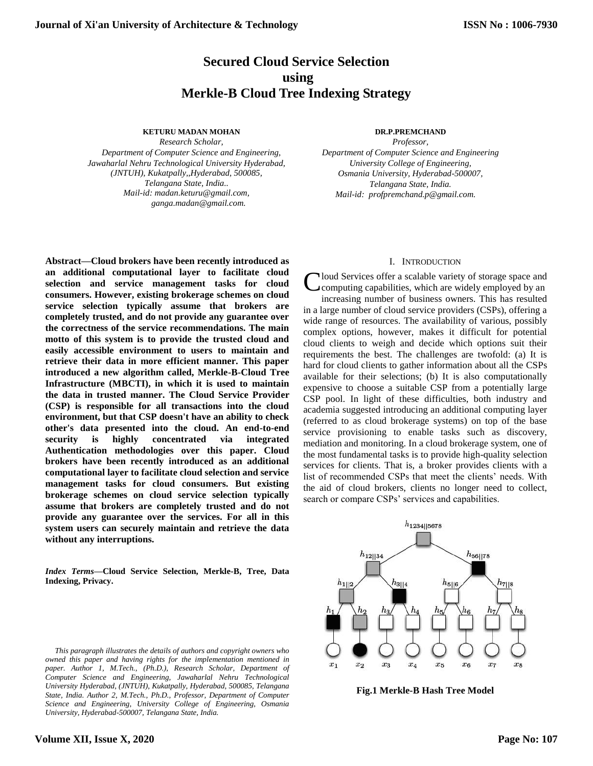# Secured Cloud Service Selection using Merkle-B Cloud Tree Indexing Strategy

**KETURU MADAN MOHAN**
*Research Scholar,*
*Department of Computer Science and Engineering,*
*Jawaharlal Nehru Technological University Hyderabad,*
*(JNTUH), Kukatpally,,Hyderabad, 500085,*
*Telangana State, India..*
*Mail-id: madan.keturu@gmail.com,*
*ganga.madan@gmail.com.*

**DR.P.PREMCHAND**
*Professor,*
*Department of Computer Science and Engineering*
*University College of Engineering,*
*Osmania University, Hyderabad-500007,*
*Telangana State, India.*
*Mail-id: profpremchand.p@gmail.com.*

**Abstract—Cloud brokers have been recently introduced as an additional computational layer to facilitate cloud selection and service management tasks for cloud consumers. However, existing brokerage schemes on cloud service selection typically assume that brokers are completely trusted, and do not provide any guarantee over the correctness of the service recommendations. The main motto of this system is to provide the trusted cloud and easily accessible environment to users to maintain and retrieve their data in more efficient manner. This paper introduced a new algorithm called, Merkle-B-Cloud Tree Infrastructure (MBCTI), in which it is used to maintain the data in trusted manner. The Cloud Service Provider (CSP) is responsible for all transactions into the cloud environment, but that CSP doesn't have an ability to check other's data presented into the cloud. An end-to-end security is highly concentrated via integrated Authentication methodologies over this paper. Cloud brokers have been recently introduced as an additional computational layer to facilitate cloud selection and service management tasks for cloud consumers. But existing brokerage schemes on cloud service selection typically assume that brokers are completely trusted and do not provide any guarantee over the services. For all in this system users can securely maintain and retrieve the data without any interruptions.**

***Index Terms*—Cloud Service Selection, Merkle-B, Tree, Data Indexing, Privacy.**

*This paragraph illustrates the details of authors and copyright owners who owned this paper and having rights for the implementation mentioned in paper. Author 1, M.Tech., (Ph.D.), Research Scholar, Department of Computer Science and Engineering, Jawaharlal Nehru Technological University Hyderabad, (JNTUH), Kukatpally, Hyderabad, 500085, Telangana State, India. Author 2, M.Tech., Ph.D., Professor, Department of Computer Science and Engineering, University College of Engineering, Osmania University, Hyderabad-500007, Telangana State, India.*

## I. INTRODUCTION

Cloud Services offer a scalable variety of storage space and computing capabilities, which are widely employed by an increasing number of business owners. This has resulted in a large number of cloud service providers (CSPs), offering a wide range of resources. The availability of various, possibly complex options, however, makes it difficult for potential cloud clients to weigh and decide which options suit their requirements the best. The challenges are twofold: (a) It is hard for cloud clients to gather information about all the CSPs available for their selections; (b) It is also computationally expensive to choose a suitable CSP from a potentially large CSP pool. In light of these difficulties, both industry and academia suggested introducing an additional computing layer (referred to as cloud brokerage systems) on top of the base service provisioning to enable tasks such as discovery, mediation and monitoring. In a cloud brokerage system, one of the most fundamental tasks is to provide high-quality selection services for clients. That is, a broker provides clients with a list of recommended CSPs that meet the clients' needs. With the aid of cloud brokers, clients no longer need to collect, search or compare CSPs' services and capabilities.

**Fig.1 Merkle-B Hash Tree Model**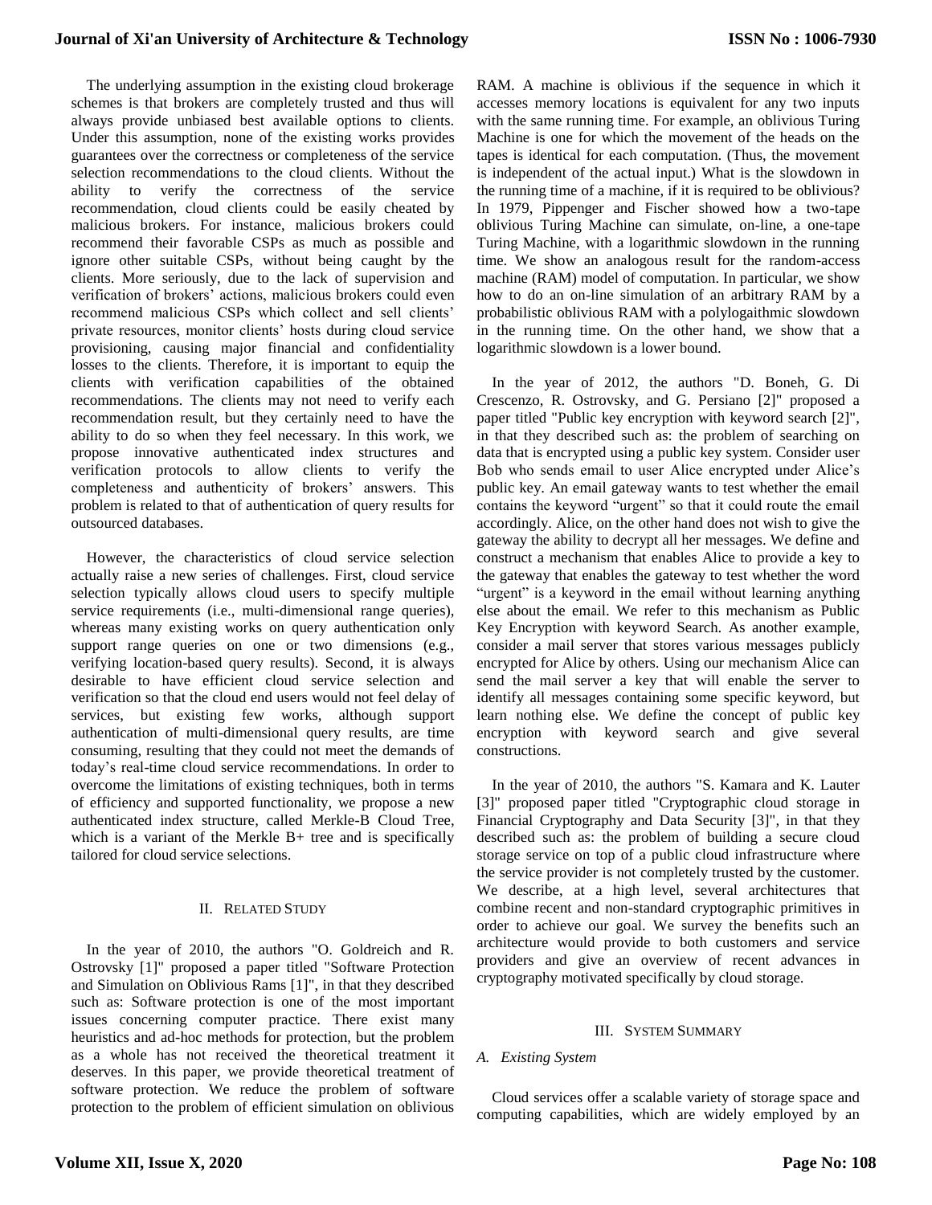The underlying assumption in the existing cloud brokerage schemes is that brokers are completely trusted and thus will always provide unbiased best available options to clients. Under this assumption, none of the existing works provides guarantees over the correctness or completeness of the service selection recommendations to the cloud clients. Without the ability to verify the correctness of the service recommendation, cloud clients could be easily cheated by malicious brokers. For instance, malicious brokers could recommend their favorable CSPs as much as possible and ignore other suitable CSPs, without being caught by the clients. More seriously, due to the lack of supervision and verification of brokers' actions, malicious brokers could even recommend malicious CSPs which collect and sell clients' private resources, monitor clients' hosts during cloud service provisioning, causing major financial and confidentiality losses to the clients. Therefore, it is important to equip the clients with verification capabilities of the obtained recommendations. The clients may not need to verify each recommendation result, but they certainly need to have the ability to do so when they feel necessary. In this work, we propose innovative authenticated index structures and verification protocols to allow clients to verify the completeness and authenticity of brokers' answers. This problem is related to that of authentication of query results for outsourced databases.

However, the characteristics of cloud service selection actually raise a new series of challenges. First, cloud service selection typically allows cloud users to specify multiple service requirements (i.e., multi-dimensional range queries), whereas many existing works on query authentication only support range queries on one or two dimensions (e.g., verifying location-based query results). Second, it is always desirable to have efficient cloud service selection and verification so that the cloud end users would not feel delay of services, but existing few works, although support authentication of multi-dimensional query results, are time consuming, resulting that they could not meet the demands of today's real-time cloud service recommendations. In order to overcome the limitations of existing techniques, both in terms of efficiency and supported functionality, we propose a new authenticated index structure, called Merkle-B Cloud Tree, which is a variant of the Merkle B+ tree and is specifically tailored for cloud service selections.

## II. Related Study

In the year of 2010, the authors "O. Goldreich and R. Ostrovsky [1]" proposed a paper titled "Software Protection and Simulation on Oblivious Rams [1]", in that they described such as: Software protection is one of the most important issues concerning computer practice. There exist many heuristics and ad-hoc methods for protection, but the problem as a whole has not received the theoretical treatment it deserves. In this paper, we provide theoretical treatment of software protection. We reduce the problem of software protection to the problem of efficient simulation on oblivious RAM. A machine is oblivious if the sequence in which it accesses memory locations is equivalent for any two inputs with the same running time. For example, an oblivious Turing Machine is one for which the movement of the heads on the tapes is identical for each computation. (Thus, the movement is independent of the actual input.) What is the slowdown in the running time of a machine, if it is required to be oblivious? In 1979, Pippenger and Fischer showed how a two-tape oblivious Turing Machine can simulate, on-line, a one-tape Turing Machine, with a logarithmic slowdown in the running time. We show an analogous result for the random-access machine (RAM) model of computation. In particular, we show how to do an on-line simulation of an arbitrary RAM by a probabilistic oblivious RAM with a polylogaithmic slowdown in the running time. On the other hand, we show that a logarithmic slowdown is a lower bound.

In the year of 2012, the authors "D. Boneh, G. Di Crescenzo, R. Ostrovsky, and G. Persiano [2]" proposed a paper titled "Public key encryption with keyword search [2]", in that they described such as: the problem of searching on data that is encrypted using a public key system. Consider user Bob who sends email to user Alice encrypted under Alice's public key. An email gateway wants to test whether the email contains the keyword "urgent" so that it could route the email accordingly. Alice, on the other hand does not wish to give the gateway the ability to decrypt all her messages. We define and construct a mechanism that enables Alice to provide a key to the gateway that enables the gateway to test whether the word "urgent" is a keyword in the email without learning anything else about the email. We refer to this mechanism as Public Key Encryption with keyword Search. As another example, consider a mail server that stores various messages publicly encrypted for Alice by others. Using our mechanism Alice can send the mail server a key that will enable the server to identify all messages containing some specific keyword, but learn nothing else. We define the concept of public key encryption with keyword search and give several constructions.

In the year of 2010, the authors "S. Kamara and K. Lauter [3]" proposed paper titled "Cryptographic cloud storage in Financial Cryptography and Data Security [3]", in that they described such as: the problem of building a secure cloud storage service on top of a public cloud infrastructure where the service provider is not completely trusted by the customer. We describe, at a high level, several architectures that combine recent and non-standard cryptographic primitives in order to achieve our goal. We survey the benefits such an architecture would provide to both customers and service providers and give an overview of recent advances in cryptography motivated specifically by cloud storage.

## III. System Summary

### *A. Existing System*

Cloud services offer a scalable variety of storage space and computing capabilities, which are widely employed by an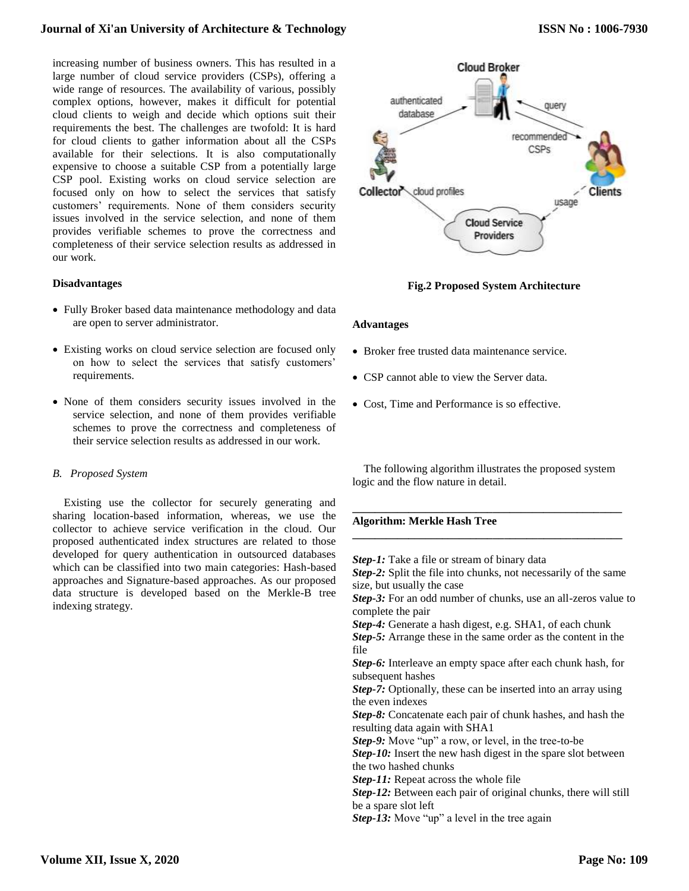increasing number of business owners. This has resulted in a large number of cloud service providers (CSPs), offering a wide range of resources. The availability of various, possibly complex options, however, makes it difficult for potential cloud clients to weigh and decide which options suit their requirements the best. The challenges are twofold: It is hard for cloud clients to gather information about all the CSPs available for their selections. It is also computationally expensive to choose a suitable CSP from a potentially large CSP pool. Existing works on cloud service selection are focused only on how to select the services that satisfy customers' requirements. None of them considers security issues involved in the service selection, and none of them provides verifiable schemes to prove the correctness and completeness of their service selection results as addressed in our work.

**Disadvantages**

- Fully Broker based data maintenance methodology and data are open to server administrator.
- Existing works on cloud service selection are focused only on how to select the services that satisfy customers' requirements.
- None of them considers security issues involved in the service selection, and none of them provides verifiable schemes to prove the correctness and completeness of their service selection results as addressed in our work.

*B. Proposed System*

Existing use the collector for securely generating and sharing location-based information, whereas, we use the collector to achieve service verification in the cloud. Our proposed authenticated index structures are related to those developed for query authentication in outsourced databases which can be classified into two main categories: Hash-based approaches and Signature-based approaches. As our proposed data structure is developed based on the Merkle-B tree indexing strategy.

**Fig.2 Proposed System Architecture**

**Advantages**

- Broker free trusted data maintenance service.
- CSP cannot able to view the Server data.
- Cost, Time and Performance is so effective.

The following algorithm illustrates the proposed system logic and the flow nature in detail.

---

**Algorithm: Merkle Hash Tree**

---

***Step-1:*** Take a file or stream of binary data
***Step-2:*** Split the file into chunks, not necessarily of the same size, but usually the case
***Step-3:*** For an odd number of chunks, use an all-zeros value to complete the pair
***Step-4:*** Generate a hash digest, e.g. SHA1, of each chunk
***Step-5:*** Arrange these in the same order as the content in the file
***Step-6:*** Interleave an empty space after each chunk hash, for subsequent hashes
***Step-7:*** Optionally, these can be inserted into an array using the even indexes
***Step-8:*** Concatenate each pair of chunk hashes, and hash the resulting data again with SHA1
***Step-9:*** Move "up" a row, or level, in the tree-to-be
***Step-10:*** Insert the new hash digest in the spare slot between the two hashed chunks
***Step-11:*** Repeat across the whole file
***Step-12:*** Between each pair of original chunks, there will still be a spare slot left
***Step-13:*** Move "up" a level in the tree again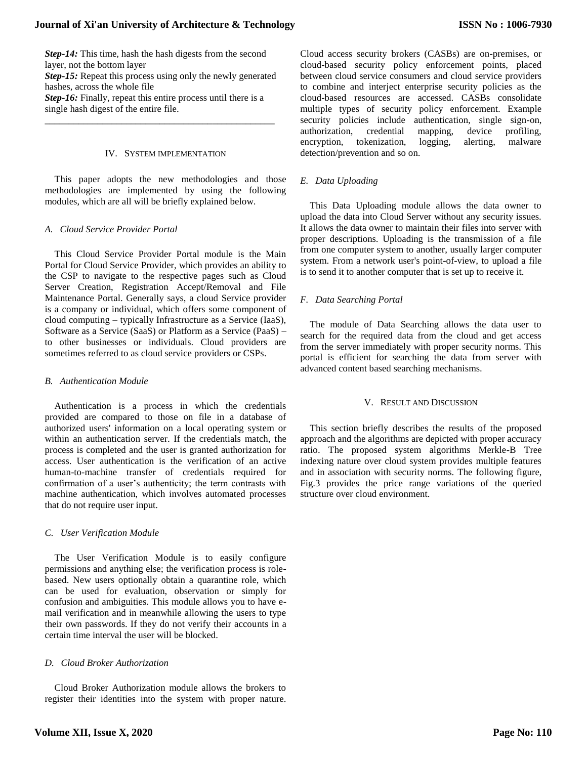***Step-14:*** This time, hash the hash digests from the second layer, not the bottom layer

***Step-15:*** Repeat this process using only the newly generated hashes, across the whole file

***Step-16:*** Finally, repeat this entire process until there is a single hash digest of the entire file.

---

## IV. System Implementation

This paper adopts the new methodologies and those methodologies are implemented by using the following modules, which are all will be briefly explained below.

### *A. Cloud Service Provider Portal*

This Cloud Service Provider Portal module is the Main Portal for Cloud Service Provider, which provides an ability to the CSP to navigate to the respective pages such as Cloud Server Creation, Registration Accept/Removal and File Maintenance Portal. Generally says, a cloud Service provider is a company or individual, which offers some component of cloud computing – typically Infrastructure as a Service (IaaS), Software as a Service (SaaS) or Platform as a Service (PaaS) – to other businesses or individuals. Cloud providers are sometimes referred to as cloud service providers or CSPs.

### *B. Authentication Module*

Authentication is a process in which the credentials provided are compared to those on file in a database of authorized users' information on a local operating system or within an authentication server. If the credentials match, the process is completed and the user is granted authorization for access. User authentication is the verification of an active human-to-machine transfer of credentials required for confirmation of a user's authenticity; the term contrasts with machine authentication, which involves automated processes that do not require user input.

### *C. User Verification Module*

The User Verification Module is to easily configure permissions and anything else; the verification process is role-based. New users optionally obtain a quarantine role, which can be used for evaluation, observation or simply for confusion and ambiguities. This module allows you to have e-mail verification and in meanwhile allowing the users to type their own passwords. If they do not verify their accounts in a certain time interval the user will be blocked.

### *D. Cloud Broker Authorization*

Cloud Broker Authorization module allows the brokers to register their identities into the system with proper nature. Cloud access security brokers (CASBs) are on-premises, or cloud-based security policy enforcement points, placed between cloud service consumers and cloud service providers to combine and interject enterprise security policies as the cloud-based resources are accessed. CASBs consolidate multiple types of security policy enforcement. Example security policies include authentication, single sign-on, authorization, credential mapping, device profiling, encryption, tokenization, logging, alerting, malware detection/prevention and so on.

### *E. Data Uploading*

This Data Uploading module allows the data owner to upload the data into Cloud Server without any security issues. It allows the data owner to maintain their files into server with proper descriptions. Uploading is the transmission of a file from one computer system to another, usually larger computer system. From a network user's point-of-view, to upload a file is to send it to another computer that is set up to receive it.

### *F. Data Searching Portal*

The module of Data Searching allows the data user to search for the required data from the cloud and get access from the server immediately with proper security norms. This portal is efficient for searching the data from server with advanced content based searching mechanisms.

## V. Result and Discussion

This section briefly describes the results of the proposed approach and the algorithms are depicted with proper accuracy ratio. The proposed system algorithms Merkle-B Tree indexing nature over cloud system provides multiple features and in association with security norms. The following figure, Fig.3 provides the price range variations of the queried structure over cloud environment.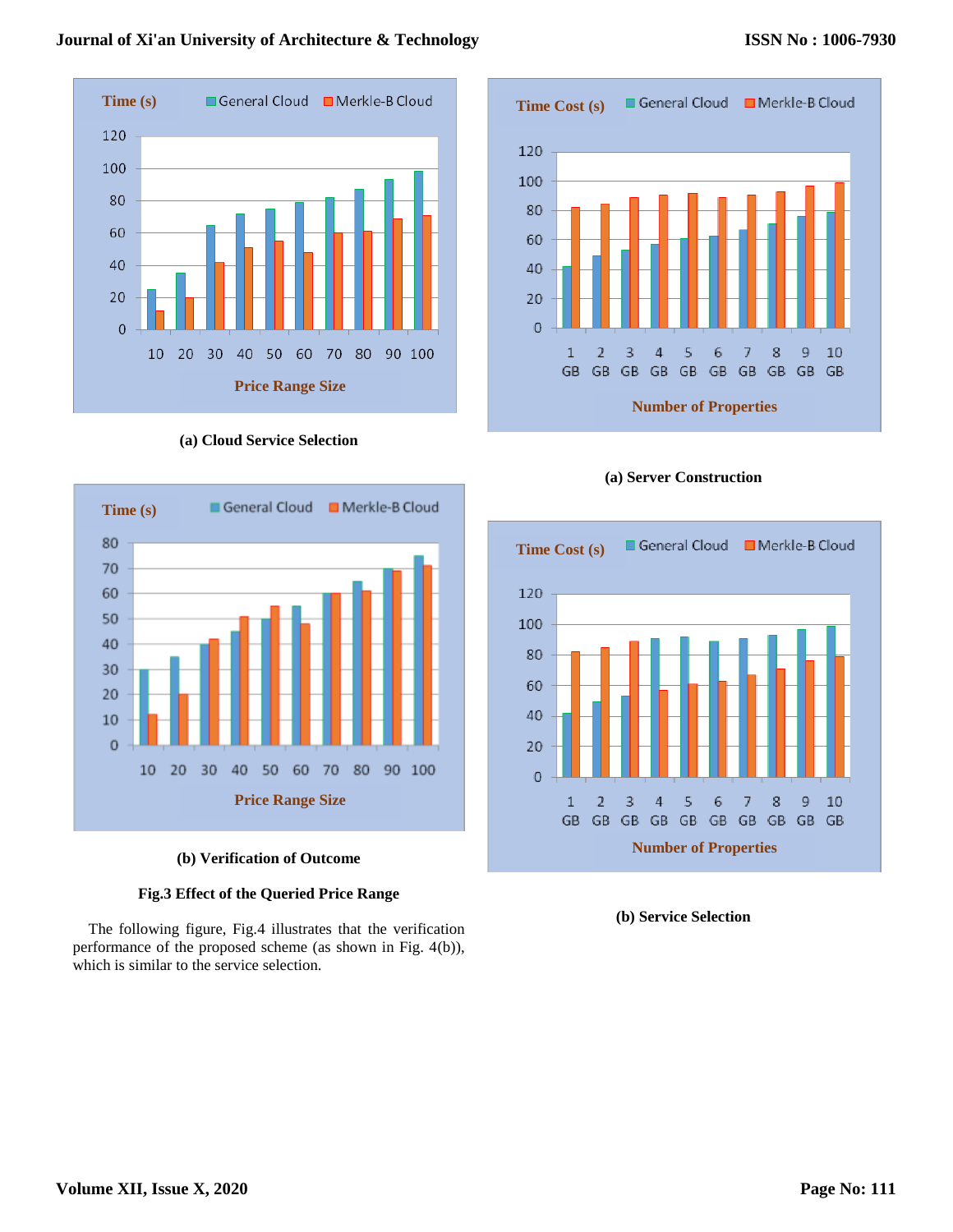(a) Cloud Service Selection

(b) Verification of Outcome

**Fig.3 Effect of the Queried Price Range**

The following figure, Fig.4 illustrates that the verification performance of the proposed scheme (as shown in Fig. 4(b)), which is similar to the service selection.

(a) Server Construction

(b) Service Selection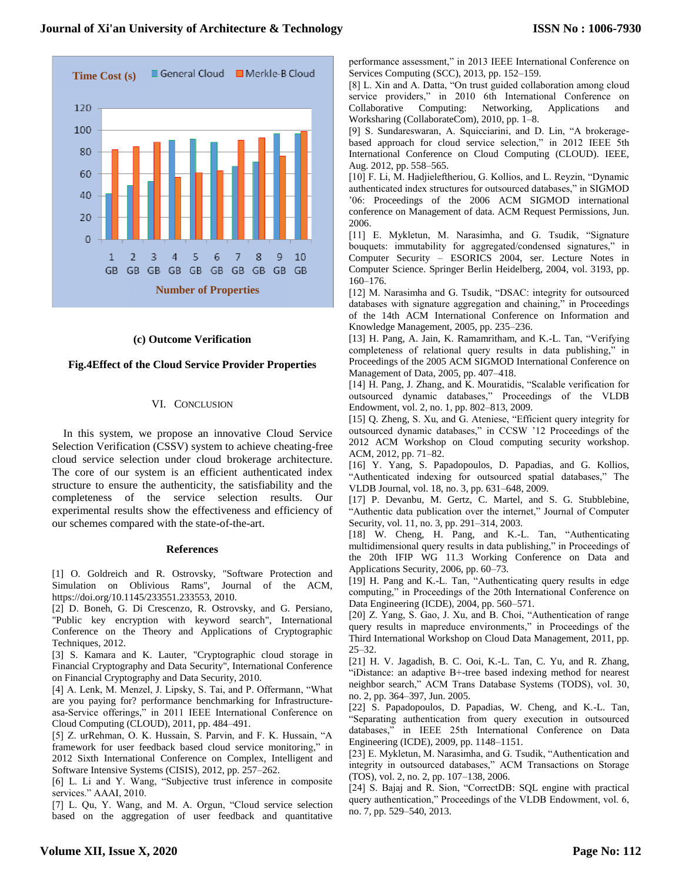(c) Outcome Verification

**Fig.4Effect of the Cloud Service Provider Properties**

## VI. CONCLUSION

In this system, we propose an innovative Cloud Service Selection Verification (CSSV) system to achieve cheating-free cloud service selection under cloud brokerage architecture. The core of our system is an efficient authenticated index structure to ensure the authenticity, the satisfiability and the completeness of the service selection results. Our experimental results show the effectiveness and efficiency of our schemes compared with the state-of-the-art.

## References

[1] O. Goldreich and R. Ostrovsky, "Software Protection and Simulation on Oblivious Rams", Journal of the ACM, https://doi.org/10.1145/233551.233553, 2010.

[2] D. Boneh, G. Di Crescenzo, R. Ostrovsky, and G. Persiano, "Public key encryption with keyword search", International Conference on the Theory and Applications of Cryptographic Techniques, 2012.

[3] S. Kamara and K. Lauter, "Cryptographic cloud storage in Financial Cryptography and Data Security", International Conference on Financial Cryptography and Data Security, 2010.

[4] A. Lenk, M. Menzel, J. Lipsky, S. Tai, and P. Offermann, "What are you paying for? performance benchmarking for Infrastructure-asa-Service offerings," in 2011 IEEE International Conference on Cloud Computing (CLOUD), 2011, pp. 484–491.

[5] Z. urRehman, O. K. Hussain, S. Parvin, and F. K. Hussain, "A framework for user feedback based cloud service monitoring," in 2012 Sixth International Conference on Complex, Intelligent and Software Intensive Systems (CISIS), 2012, pp. 257–262.

[6] L. Li and Y. Wang, "Subjective trust inference in composite services." AAAI, 2010.

[7] L. Qu, Y. Wang, and M. A. Orgun, "Cloud service selection based on the aggregation of user feedback and quantitative performance assessment," in 2013 IEEE International Conference on Services Computing (SCC), 2013, pp. 152–159.

[8] L. Xin and A. Datta, "On trust guided collaboration among cloud service providers," in 2010 6th International Conference on Collaborative Computing: Networking, Applications and Worksharing (CollaborateCom), 2010, pp. 1–8.

[9] S. Sundareswaran, A. Squicciarini, and D. Lin, "A brokerage-based approach for cloud service selection," in 2012 IEEE 5th International Conference on Cloud Computing (CLOUD). IEEE, Aug. 2012, pp. 558–565.

[10] F. Li, M. Hadjieleftheriou, G. Kollios, and L. Reyzin, "Dynamic authenticated index structures for outsourced databases," in SIGMOD '06: Proceedings of the 2006 ACM SIGMOD international conference on Management of data. ACM Request Permissions, Jun. 2006.

[11] E. Mykletun, M. Narasimha, and G. Tsudik, "Signature bouquets: immutability for aggregated/condensed signatures," in Computer Security – ESORICS 2004, ser. Lecture Notes in Computer Science. Springer Berlin Heidelberg, 2004, vol. 3193, pp. 160–176.

[12] M. Narasimha and G. Tsudik, "DSAC: integrity for outsourced databases with signature aggregation and chaining," in Proceedings of the 14th ACM International Conference on Information and Knowledge Management, 2005, pp. 235–236.

[13] H. Pang, A. Jain, K. Ramamritham, and K.-L. Tan, "Verifying completeness of relational query results in data publishing," in Proceedings of the 2005 ACM SIGMOD International Conference on Management of Data, 2005, pp. 407–418.

[14] H. Pang, J. Zhang, and K. Mouratidis, "Scalable verification for outsourced dynamic databases," Proceedings of the VLDB Endowment, vol. 2, no. 1, pp. 802–813, 2009.

[15] Q. Zheng, S. Xu, and G. Ateniese, "Efficient query integrity for outsourced dynamic databases," in CCSW '12 Proceedings of the 2012 ACM Workshop on Cloud computing security workshop. ACM, 2012, pp. 71–82.

[16] Y. Yang, S. Papadopoulos, D. Papadias, and G. Kollios, "Authenticated indexing for outsourced spatial databases," The VLDB Journal, vol. 18, no. 3, pp. 631–648, 2009.

[17] P. Devanbu, M. Gertz, C. Martel, and S. G. Stubblebine, "Authentic data publication over the internet," Journal of Computer Security, vol. 11, no. 3, pp. 291–314, 2003.

[18] W. Cheng, H. Pang, and K.-L. Tan, "Authenticating multidimensional query results in data publishing," in Proceedings of the 20th IFIP WG 11.3 Working Conference on Data and Applications Security, 2006, pp. 60–73.

[19] H. Pang and K.-L. Tan, "Authenticating query results in edge computing," in Proceedings of the 20th International Conference on Data Engineering (ICDE), 2004, pp. 560–571.

[20] Z. Yang, S. Gao, J. Xu, and B. Choi, "Authentication of range query results in mapreduce environments," in Proceedings of the Third International Workshop on Cloud Data Management, 2011, pp. 25–32.

[21] H. V. Jagadish, B. C. Ooi, K.-L. Tan, C. Yu, and R. Zhang, "iDistance: an adaptive B+-tree based indexing method for nearest neighbor search," ACM Trans Database Systems (TODS), vol. 30, no. 2, pp. 364–397, Jun. 2005.

[22] S. Papadopoulos, D. Papadias, W. Cheng, and K.-L. Tan, "Separating authentication from query execution in outsourced databases," in IEEE 25th International Conference on Data Engineering (ICDE), 2009, pp. 1148–1151.

[23] E. Mykletun, M. Narasimha, and G. Tsudik, "Authentication and integrity in outsourced databases," ACM Transactions on Storage (TOS), vol. 2, no. 2, pp. 107–138, 2006.

[24] S. Bajaj and R. Sion, "CorrectDB: SQL engine with practical query authentication," Proceedings of the VLDB Endowment, vol. 6, no. 7, pp. 529–540, 2013.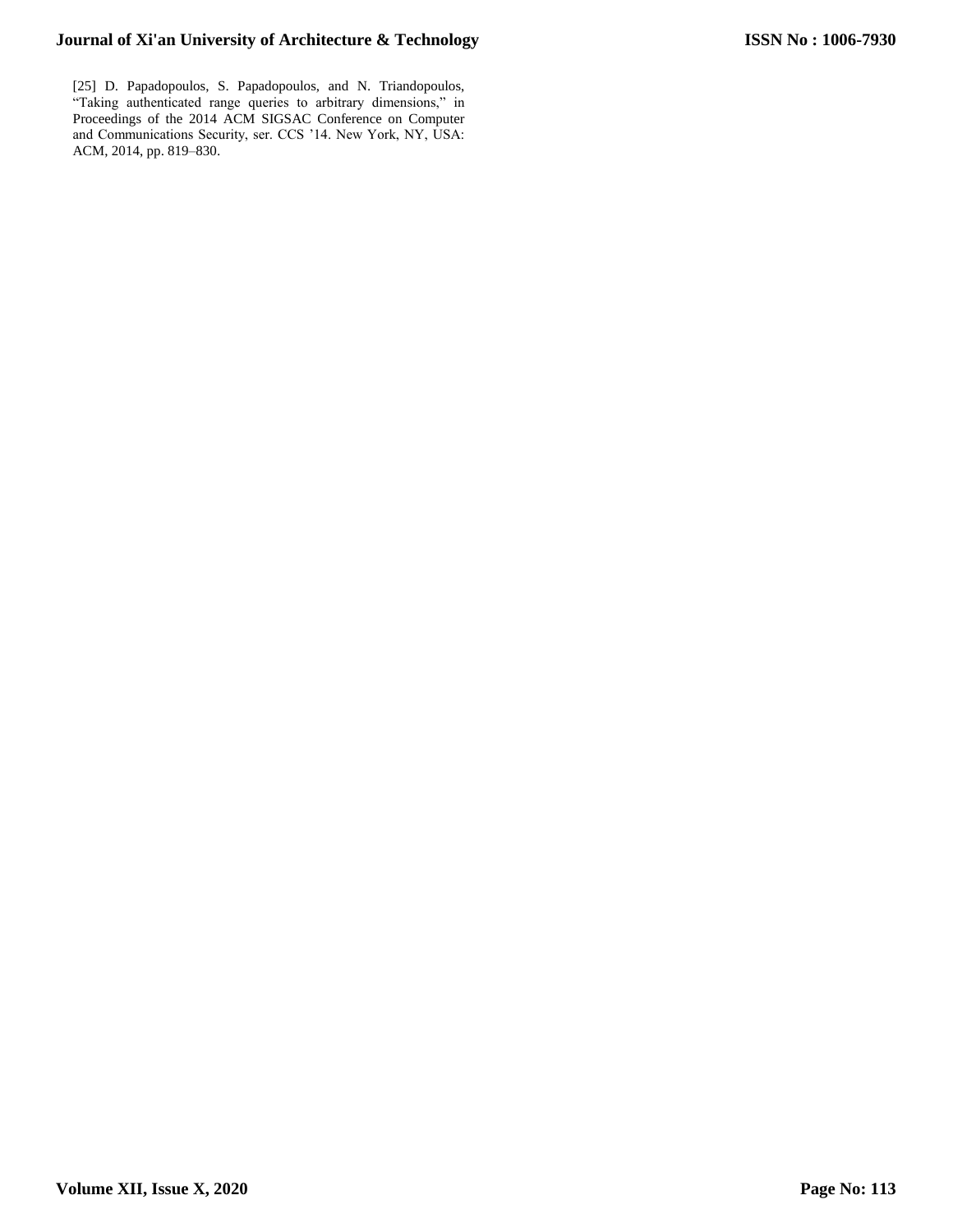[25] D. Papadopoulos, S. Papadopoulos, and N. Triandopoulos, "Taking authenticated range queries to arbitrary dimensions," in Proceedings of the 2014 ACM SIGSAC Conference on Computer and Communications Security, ser. CCS '14. New York, NY, USA: ACM, 2014, pp. 819–830.